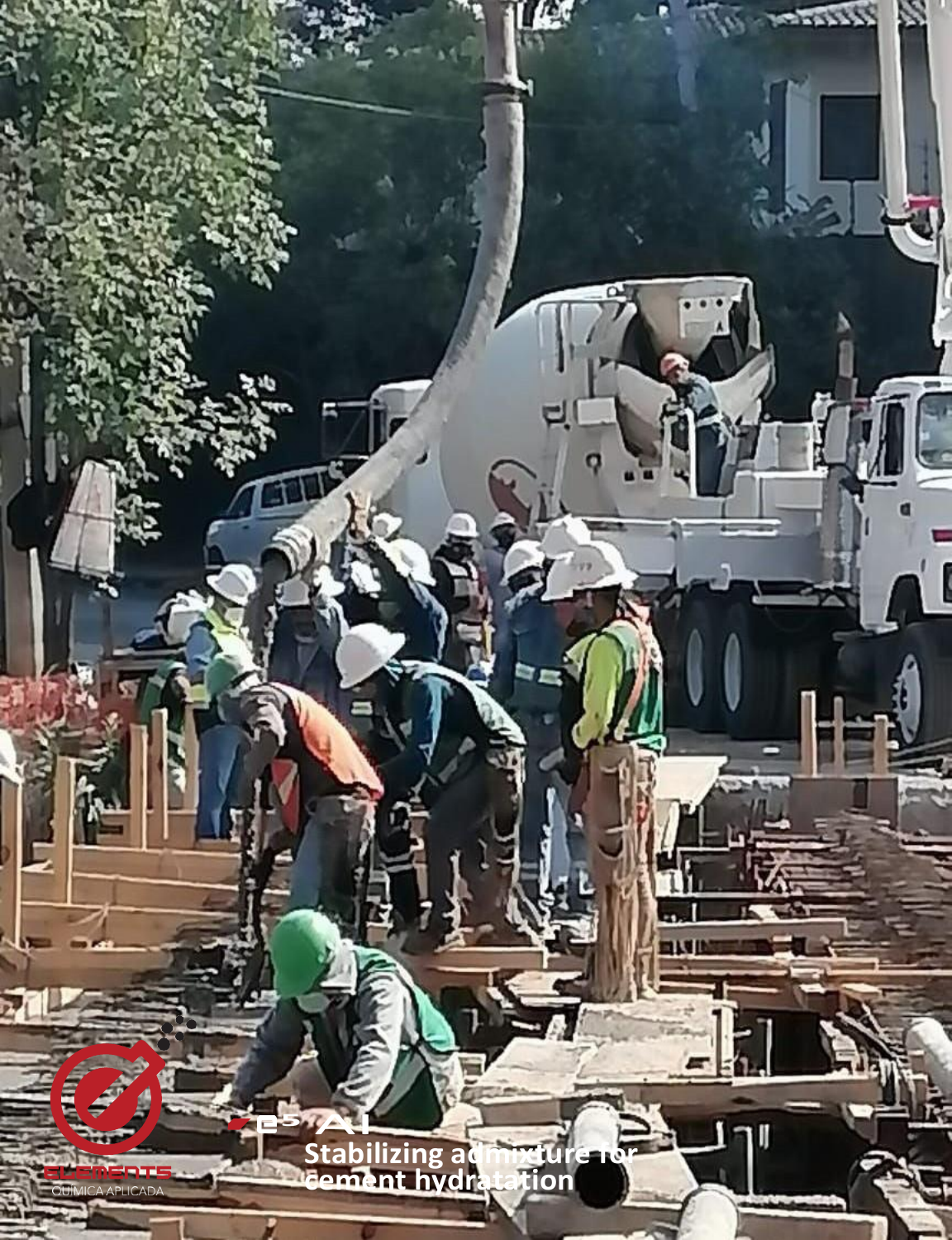ELEMENTS
QUÍMICA APLICADA

# e5 AI

**Stabilizing admixture for cement hydratation**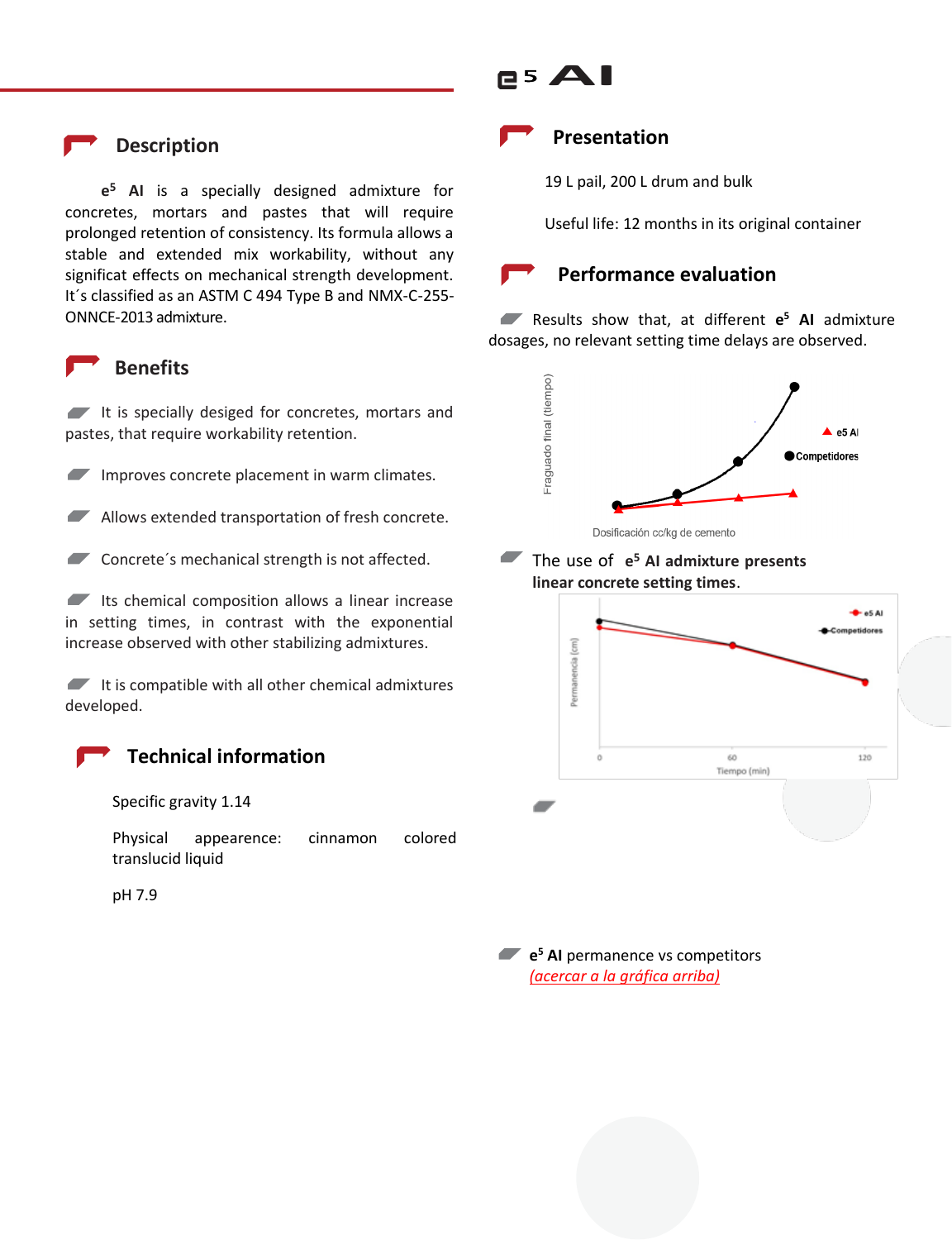# $e^5$ AI

## Description

**$e^5$ AI** is a specially designed admixture for concretes, mortars and pastes that will require prolonged retention of consistency. Its formula allows a stable and extended mix workability, without any significat effects on mechanical strength development. It´s classified as an ASTM C 494 Type B and NMX-C-255-ONNCE-2013 admixture.

## Benefits

- It is specially desiged for concretes, mortars and pastes, that require workability retention.
- Improves concrete placement in warm climates.
- Allows extended transportation of fresh concrete.
- Concrete´s mechanical strength is not affected.
- Its chemical composition allows a linear increase in setting times, in contrast with the exponential increase observed with other stabilizing admixtures.
- It is compatible with all other chemical admixtures developed.

## Technical information

Specific gravity 1.14

Physical appearence: cinnamon colored translucid liquid

pH 7.9

## Presentation

19 L pail, 200 L drum and bulk

Useful life: 12 months in its original container

## Performance evaluation

- Results show that, at different **$e^5$ AI** admixture dosages, no relevant setting time delays are observed.

Fraguado final (tiempo)

e5 AI

Competidores

Dosificación cc/kg de cemento

- The use of **$e^5$ AI admixture presents linear concrete setting times**.

e5 AI

Competidores

Permanencia (cm)

0 60 120

Tiempo (min)

- **$e^5$ AI** permanence vs competitors
*(acercar a la gráfica arriba)*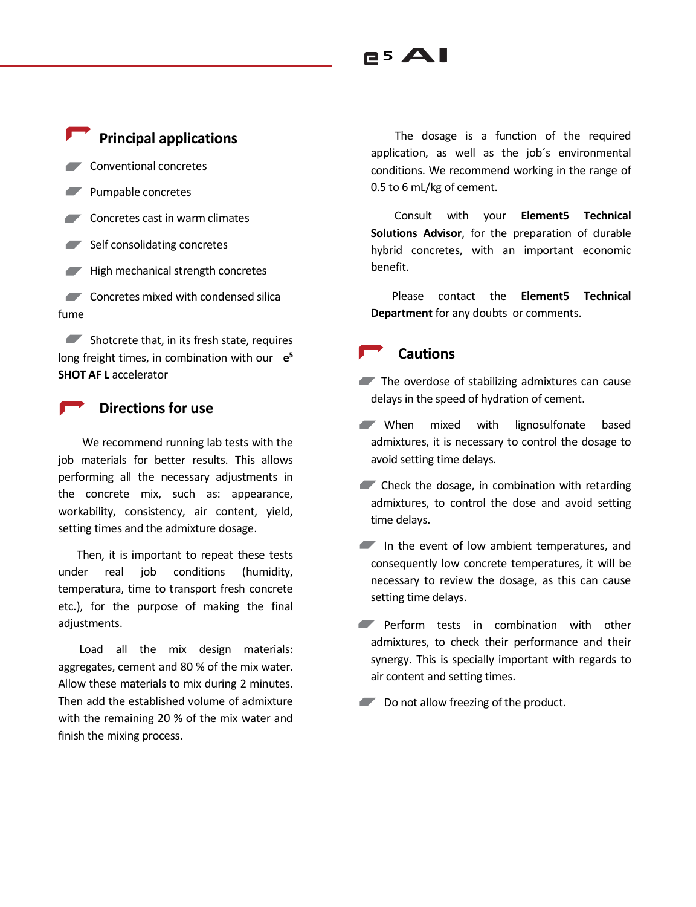## Principal applications

- Conventional concretes
- Pumpable concretes
- Concretes cast in warm climates
- Self consolidating concretes
- High mechanical strength concretes
- Concretes mixed with condensed silica fume
- Shotcrete that, in its fresh state, requires long freight times, in combination with our **e[5] SHOT AF L** accelerator

## Directions for use

We recommend running lab tests with the job materials for better results. This allows performing all the necessary adjustments in the concrete mix, such as: appearance, workability, consistency, air content, yield, setting times and the admixture dosage.

Then, it is important to repeat these tests under real job conditions (humidity, temperatura, time to transport fresh concrete etc.), for the purpose of making the final adjustments.

Load all the mix design materials: aggregates, cement and 80 % of the mix water. Allow these materials to mix during 2 minutes. Then add the established volume of admixture with the remaining 20 % of the mix water and finish the mixing process.

The dosage is a function of the required application, as well as the job´s environmental conditions. We recommend working in the range of 0.5 to 6 mL/kg of cement.

Consult with your **Element5 Technical Solutions Advisor**, for the preparation of durable hybrid concretes, with an important economic benefit.

Please contact the **Element5 Technical Department** for any doubts or comments.

## Cautions

- The overdose of stabilizing admixtures can cause delays in the speed of hydration of cement.
- When mixed with lignosulfonate based admixtures, it is necessary to control the dosage to avoid setting time delays.
- Check the dosage, in combination with retarding admixtures, to control the dose and avoid setting time delays.
- In the event of low ambient temperatures, and consequently low concrete temperatures, it will be necessary to review the dosage, as this can cause setting time delays.
- Perform tests in combination with other admixtures, to check their performance and their synergy. This is specially important with regards to air content and setting times.
- Do not allow freezing of the product.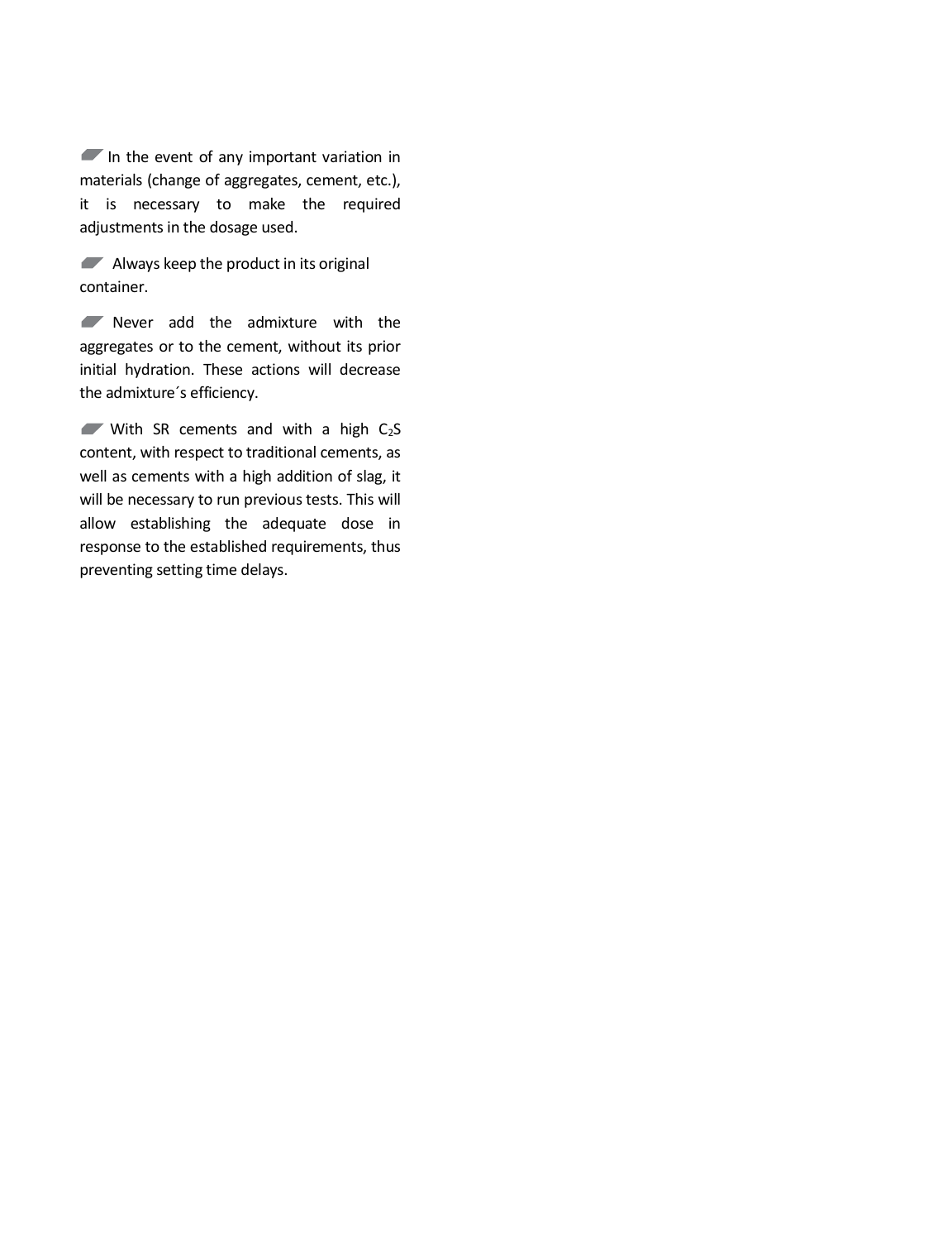- In the event of any important variation in materials (change of aggregates, cement, etc.), it is necessary to make the required adjustments in the dosage used.

- Always keep the product in its original container.

- Never add the admixture with the aggregates or to the cement, without its prior initial hydration. These actions will decrease the admixture´s efficiency.

- With SR cements and with a high $C_2S$ content, with respect to traditional cements, as well as cements with a high addition of slag, it will be necessary to run previous tests. This will allow establishing the adequate dose in response to the established requirements, thus preventing setting time delays.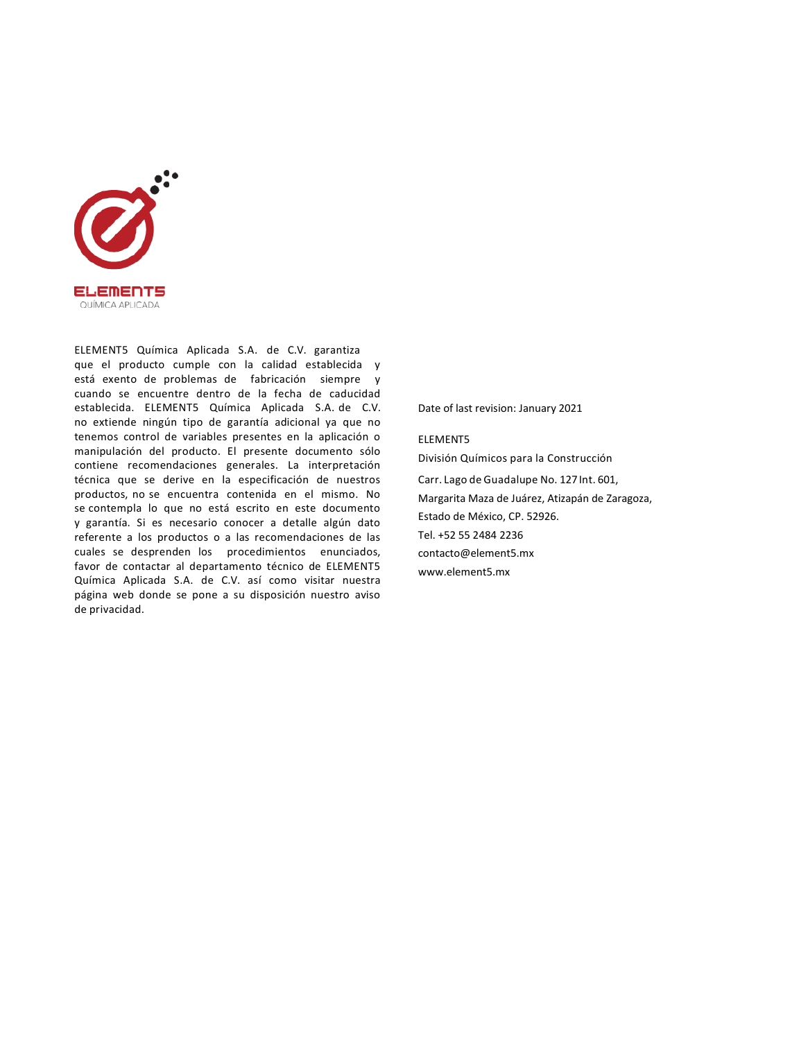ELEMENT5
QUÍMICA APLICADA

ELEMENT5 Química Aplicada S.A. de C.V. garantiza que el producto cumple con la calidad establecida y está exento de problemas de fabricación siempre y cuando se encuentre dentro de la fecha de caducidad establecida. ELEMENT5 Química Aplicada S.A. de C.V. no extiende ningún tipo de garantía adicional ya que no tenemos control de variables presentes en la aplicación o manipulación del producto. El presente documento sólo contiene recomendaciones generales. La interpretación técnica que se derive en la especificación de nuestros productos, no se encuentra contenida en el mismo. No se contempla lo que no está escrito en este documento y garantía. Si es necesario conocer a detalle algún dato referente a los productos o a las recomendaciones de las cuales se desprenden los procedimientos enunciados, favor de contactar al departamento técnico de ELEMENT5 Química Aplicada S.A. de C.V. así como visitar nuestra página web donde se pone a su disposición nuestro aviso de privacidad.

Date of last revision: January 2021

ELEMENT5

División Químicos para la Construcción

Carr. Lago de Guadalupe No. 127 Int. 601,

Margarita Maza de Juárez, Atizapán de Zaragoza,

Estado de México, CP. 52926.

Tel. +52 55 2484 2236

contacto@element5.mx

www.element5.mx